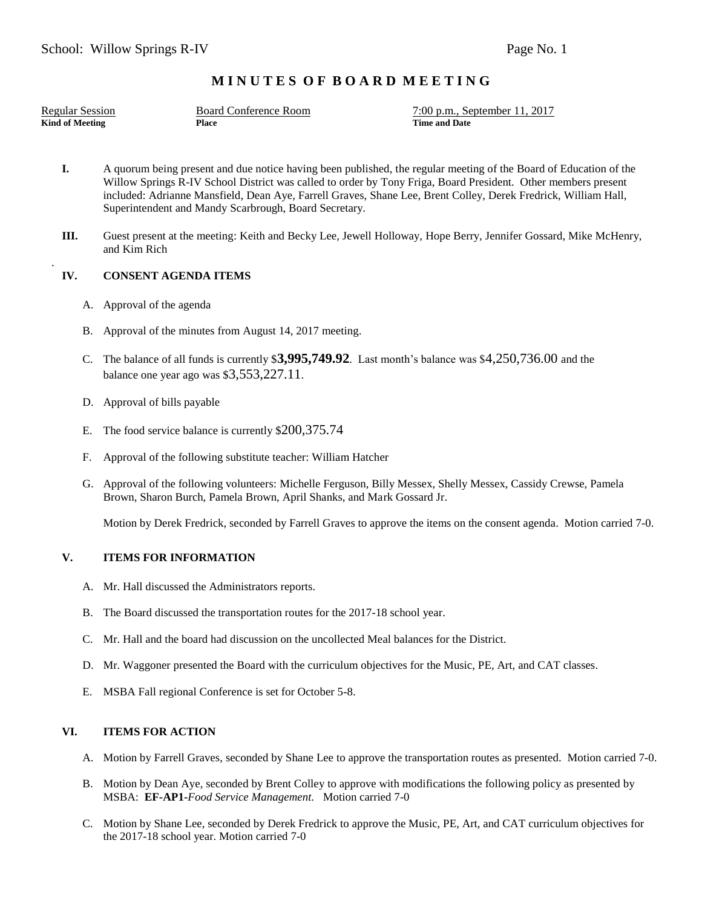School: Willow Springs R-IV

# M I N U T E S O F B O A R D M E E T I N G

| Regular Session | Board Conference Room | 7:00 p.m., September 11, 2017 |
| --- | --- | --- |
| **Kind of Meeting** | **Place** | **Time and Date** |

**I.** A quorum being present and due notice having been published, the regular meeting of the Board of Education of the Willow Springs R-IV School District was called to order by Tony Friga, Board President. Other members present included: Adrianne Mansfield, Dean Aye, Farrell Graves, Shane Lee, Brent Colley, Derek Fredrick, William Hall, Superintendent and Mandy Scarbrough, Board Secretary.

**III.** Guest present at the meeting: Keith and Becky Lee, Jewell Holloway, Hope Berry, Jennifer Gossard, Mike McHenry, and Kim Rich

## IV. CONSENT AGENDA ITEMS

A. Approval of the agenda

B. Approval of the minutes from August 14, 2017 meeting.

C. The balance of all funds is currently $**3,995,749.92**. Last month's balance was $4,250,736.00 and the balance one year ago was $3,553,227.11.

D. Approval of bills payable

E. The food service balance is currently $200,375.74

F. Approval of the following substitute teacher: William Hatcher

G. Approval of the following volunteers: Michelle Ferguson, Billy Messex, Shelly Messex, Cassidy Crewse, Pamela Brown, Sharon Burch, Pamela Brown, April Shanks, and Mark Gossard Jr.

Motion by Derek Fredrick, seconded by Farrell Graves to approve the items on the consent agenda. Motion carried 7-0.

## V. ITEMS FOR INFORMATION

A. Mr. Hall discussed the Administrators reports.

B. The Board discussed the transportation routes for the 2017-18 school year.

C. Mr. Hall and the board had discussion on the uncollected Meal balances for the District.

D. Mr. Waggoner presented the Board with the curriculum objectives for the Music, PE, Art, and CAT classes.

E. MSBA Fall regional Conference is set for October 5-8.

## VI. ITEMS FOR ACTION

A. Motion by Farrell Graves, seconded by Shane Lee to approve the transportation routes as presented. Motion carried 7-0.

B. Motion by Dean Aye, seconded by Brent Colley to approve with modifications the following policy as presented by MSBA: **EF-AP1**-*Food Service Management*. Motion carried 7-0

C. Motion by Shane Lee, seconded by Derek Fredrick to approve the Music, PE, Art, and CAT curriculum objectives for the 2017-18 school year. Motion carried 7-0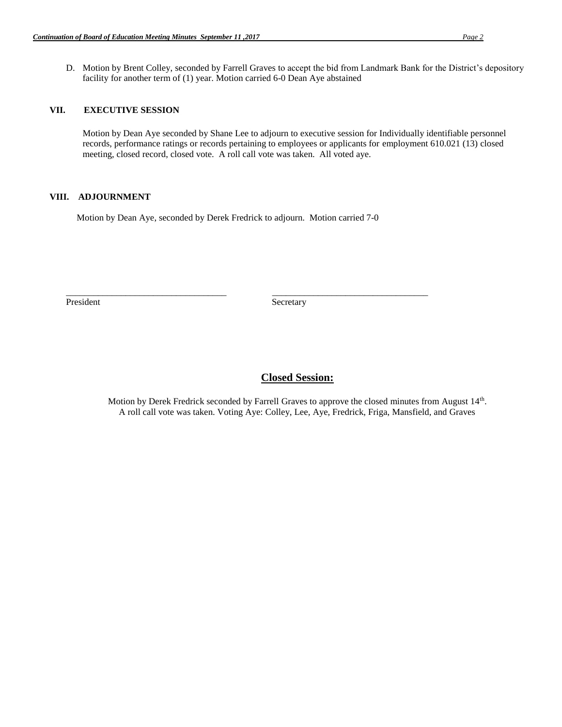D. Motion by Brent Colley, seconded by Farrell Graves to accept the bid from Landmark Bank for the District's depository facility for another term of (1) year. Motion carried 6-0 Dean Aye abstained

## VII. EXECUTIVE SESSION

Motion by Dean Aye seconded by Shane Lee to adjourn to executive session for Individually identifiable personnel records, performance ratings or records pertaining to employees or applicants for employment 610.021 (13) closed meeting, closed record, closed vote. A roll call vote was taken. All voted aye.

## VIII. ADJOURNMENT

Motion by Dean Aye, seconded by Derek Fredrick to adjourn. Motion carried 7-0

___________________________________ President

___________________________________ Secretary

## Closed Session:

Motion by Derek Fredrick seconded by Farrell Graves to approve the closed minutes from August 14th.
A roll call vote was taken. Voting Aye: Colley, Lee, Aye, Fredrick, Friga, Mansfield, and Graves